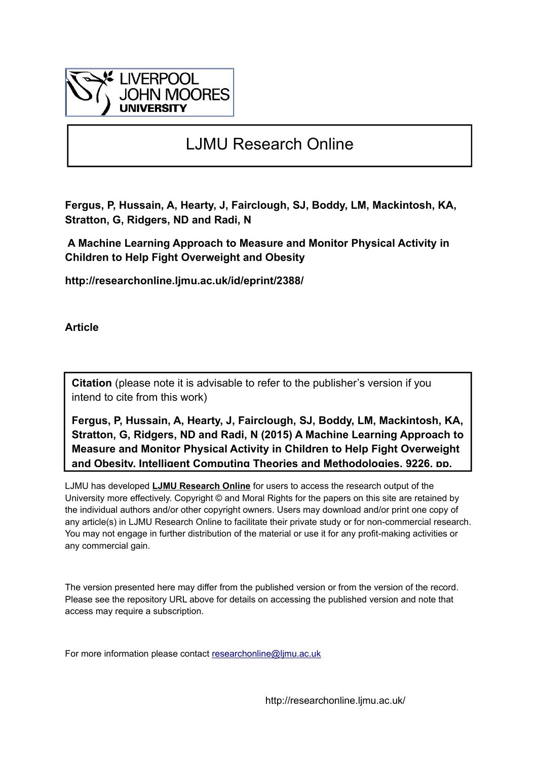LIVERPOOL JOHN MOORES UNIVERSITY

# LJMU Research Online

**Fergus, P, Hussain, A, Hearty, J, Fairclough, SJ, Boddy, LM, Mackintosh, KA, Stratton, G, Ridgers, ND and Radi, N**

**A Machine Learning Approach to Measure and Monitor Physical Activity in Children to Help Fight Overweight and Obesity**

**http://researchonline.ljmu.ac.uk/id/eprint/2388/**

**Article**

**Citation** (please note it is advisable to refer to the publisher's version if you intend to cite from this work)

**Fergus, P, Hussain, A, Hearty, J, Fairclough, SJ, Boddy, LM, Mackintosh, KA, Stratton, G, Ridgers, ND and Radi, N (2015) A Machine Learning Approach to Measure and Monitor Physical Activity in Children to Help Fight Overweight and Obesity. Intelligent Computing Theories and Methodologies, 9226. pp.**

LJMU has developed **LJMU Research Online** for users to access the research output of the University more effectively. Copyright © and Moral Rights for the papers on this site are retained by the individual authors and/or other copyright owners. Users may download and/or print one copy of any article(s) in LJMU Research Online to facilitate their private study or for non-commercial research. You may not engage in further distribution of the material or use it for any profit-making activities or any commercial gain.

The version presented here may differ from the published version or from the version of the record. Please see the repository URL above for details on accessing the published version and note that access may require a subscription.

For more information please contact researchonline@ljmu.ac.uk

http://researchonline.ljmu.ac.uk/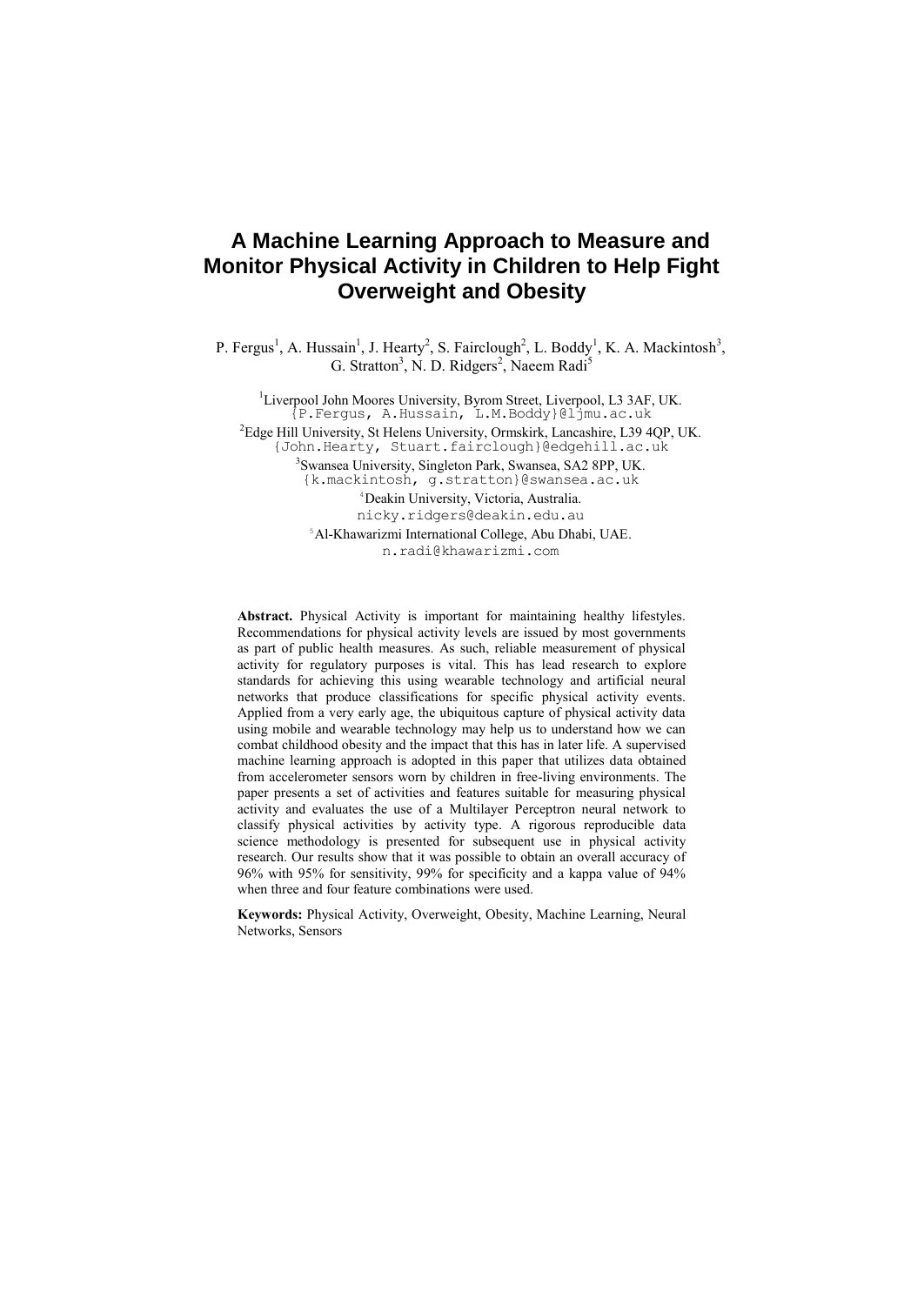# A Machine Learning Approach to Measure and Monitor Physical Activity in Children to Help Fight Overweight and Obesity

P. Fergus[1], A. Hussain[1], J. Hearty[2], S. Fairclough[2], L. Boddy[1], K. A. Mackintosh[3], G. Stratton[3], N. D. Ridgers[2], Naeem Radi[5]

[1]Liverpool John Moores University, Byrom Street, Liverpool, L3 3AF, UK.
{P.Fergus, A.Hussain, L.M.Boddy}@ljmu.ac.uk

[2]Edge Hill University, St Helens University, Ormskirk, Lancashire, L39 4QP, UK.
{John.Hearty, Stuart.fairclough}@edgehill.ac.uk

[3]Swansea University, Singleton Park, Swansea, SA2 8PP, UK.
{k.mackintosh, g.stratton}@swansea.ac.uk

[4]Deakin University, Victoria, Australia.
nicky.ridgers@deakin.edu.au

[5]Al-Khawarizmi International College, Abu Dhabi, UAE.
n.radi@khawarizmi.com

**Abstract.** Physical Activity is important for maintaining healthy lifestyles. Recommendations for physical activity levels are issued by most governments as part of public health measures. As such, reliable measurement of physical activity for regulatory purposes is vital. This has lead research to explore standards for achieving this using wearable technology and artificial neural networks that produce classifications for specific physical activity events. Applied from a very early age, the ubiquitous capture of physical activity data using mobile and wearable technology may help us to understand how we can combat childhood obesity and the impact that this has in later life. A supervised machine learning approach is adopted in this paper that utilizes data obtained from accelerometer sensors worn by children in free-living environments. The paper presents a set of activities and features suitable for measuring physical activity and evaluates the use of a Multilayer Perceptron neural network to classify physical activities by activity type. A rigorous reproducible data science methodology is presented for subsequent use in physical activity research. Our results show that it was possible to obtain an overall accuracy of 96% with 95% for sensitivity, 99% for specificity and a kappa value of 94% when three and four feature combinations were used.

**Keywords:** Physical Activity, Overweight, Obesity, Machine Learning, Neural Networks, Sensors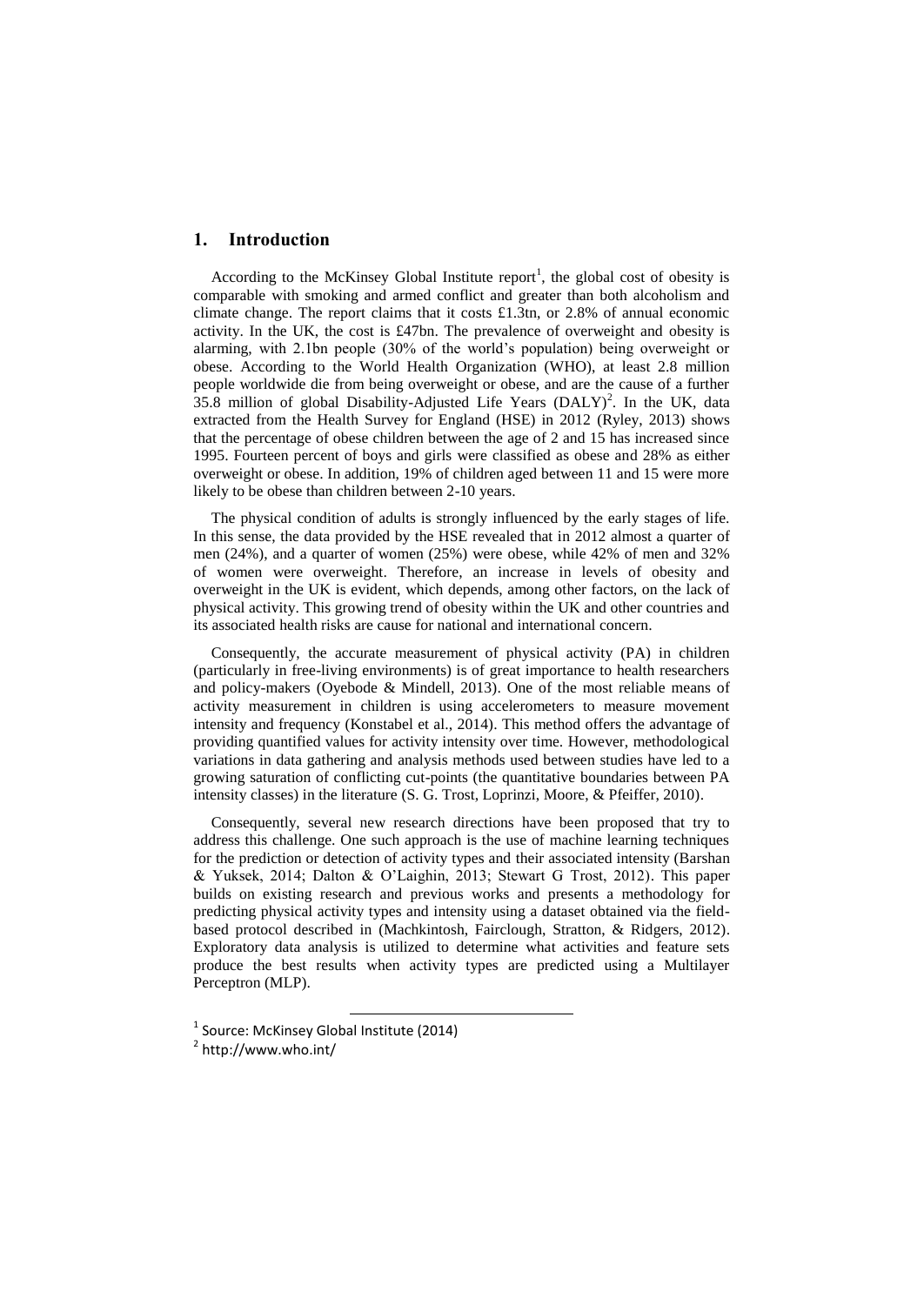## 1. Introduction

According to the McKinsey Global Institute report[1], the global cost of obesity is comparable with smoking and armed conflict and greater than both alcoholism and climate change. The report claims that it costs £1.3tn, or 2.8% of annual economic activity. In the UK, the cost is £47bn. The prevalence of overweight and obesity is alarming, with 2.1bn people (30% of the world's population) being overweight or obese. According to the World Health Organization (WHO), at least 2.8 million people worldwide die from being overweight or obese, and are the cause of a further 35.8 million of global Disability-Adjusted Life Years (DALY)[2]. In the UK, data extracted from the Health Survey for England (HSE) in 2012 (Ryley, 2013) shows that the percentage of obese children between the age of 2 and 15 has increased since 1995. Fourteen percent of boys and girls were classified as obese and 28% as either overweight or obese. In addition, 19% of children aged between 11 and 15 were more likely to be obese than children between 2-10 years.

The physical condition of adults is strongly influenced by the early stages of life. In this sense, the data provided by the HSE revealed that in 2012 almost a quarter of men (24%), and a quarter of women (25%) were obese, while 42% of men and 32% of women were overweight. Therefore, an increase in levels of obesity and overweight in the UK is evident, which depends, among other factors, on the lack of physical activity. This growing trend of obesity within the UK and other countries and its associated health risks are cause for national and international concern.

Consequently, the accurate measurement of physical activity (PA) in children (particularly in free-living environments) is of great importance to health researchers and policy-makers (Oyebode & Mindell, 2013). One of the most reliable means of activity measurement in children is using accelerometers to measure movement intensity and frequency (Konstabel et al., 2014). This method offers the advantage of providing quantified values for activity intensity over time. However, methodological variations in data gathering and analysis methods used between studies have led to a growing saturation of conflicting cut-points (the quantitative boundaries between PA intensity classes) in the literature (S. G. Trost, Loprinzi, Moore, & Pfeiffer, 2010).

Consequently, several new research directions have been proposed that try to address this challenge. One such approach is the use of machine learning techniques for the prediction or detection of activity types and their associated intensity (Barshan & Yuksek, 2014; Dalton & O'Laighin, 2013; Stewart G Trost, 2012). This paper builds on existing research and previous works and presents a methodology for predicting physical activity types and intensity using a dataset obtained via the field-based protocol described in (Machkintosh, Fairclough, Stratton, & Ridgers, 2012). Exploratory data analysis is utilized to determine what activities and feature sets produce the best results when activity types are predicted using a Multilayer Perceptron (MLP).

---

[1] Source: McKinsey Global Institute (2014)

[2] http://www.who.int/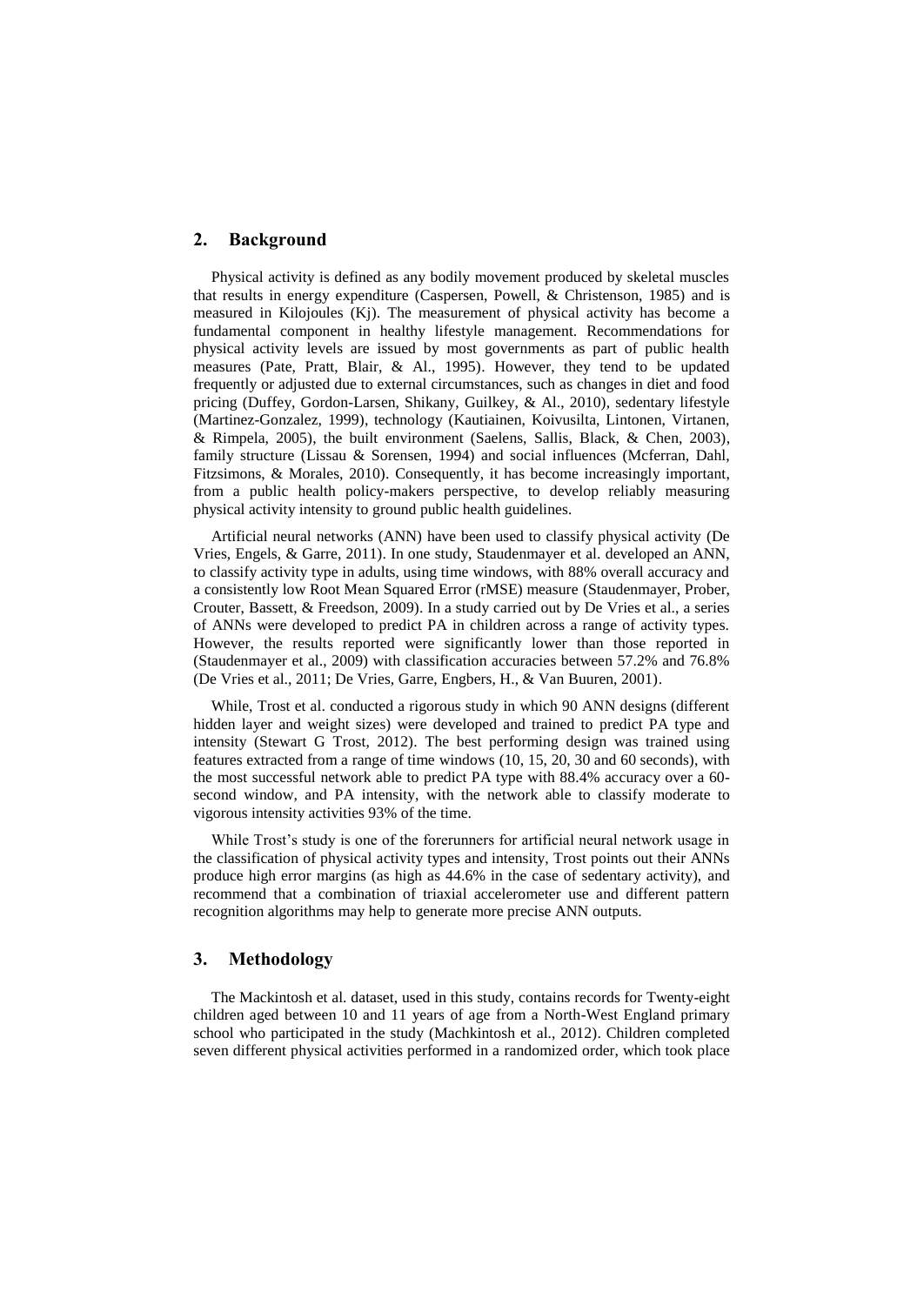## 2. Background

Physical activity is defined as any bodily movement produced by skeletal muscles that results in energy expenditure (Caspersen, Powell, & Christenson, 1985) and is measured in Kilojoules (Kj). The measurement of physical activity has become a fundamental component in healthy lifestyle management. Recommendations for physical activity levels are issued by most governments as part of public health measures (Pate, Pratt, Blair, & Al., 1995). However, they tend to be updated frequently or adjusted due to external circumstances, such as changes in diet and food pricing (Duffey, Gordon-Larsen, Shikany, Guilkey, & Al., 2010), sedentary lifestyle (Martinez-Gonzalez, 1999), technology (Kautiainen, Koivusilta, Lintonen, Virtanen, & Rimpela, 2005), the built environment (Saelens, Sallis, Black, & Chen, 2003), family structure (Lissau & Sorensen, 1994) and social influences (Mcferran, Dahl, Fitzsimons, & Morales, 2010). Consequently, it has become increasingly important, from a public health policy-makers perspective, to develop reliably measuring physical activity intensity to ground public health guidelines.

Artificial neural networks (ANN) have been used to classify physical activity (De Vries, Engels, & Garre, 2011). In one study, Staudenmayer et al. developed an ANN, to classify activity type in adults, using time windows, with 88% overall accuracy and a consistently low Root Mean Squared Error (rMSE) measure (Staudenmayer, Prober, Crouter, Bassett, & Freedson, 2009). In a study carried out by De Vries et al., a series of ANNs were developed to predict PA in children across a range of activity types. However, the results reported were significantly lower than those reported in (Staudenmayer et al., 2009) with classification accuracies between 57.2% and 76.8% (De Vries et al., 2011; De Vries, Garre, Engbers, H., & Van Buuren, 2001).

While, Trost et al. conducted a rigorous study in which 90 ANN designs (different hidden layer and weight sizes) were developed and trained to predict PA type and intensity (Stewart G Trost, 2012). The best performing design was trained using features extracted from a range of time windows (10, 15, 20, 30 and 60 seconds), with the most successful network able to predict PA type with 88.4% accuracy over a 60-second window, and PA intensity, with the network able to classify moderate to vigorous intensity activities 93% of the time.

While Trost's study is one of the forerunners for artificial neural network usage in the classification of physical activity types and intensity, Trost points out their ANNs produce high error margins (as high as 44.6% in the case of sedentary activity), and recommend that a combination of triaxial accelerometer use and different pattern recognition algorithms may help to generate more precise ANN outputs.

## 3. Methodology

The Mackintosh et al. dataset, used in this study, contains records for Twenty-eight children aged between 10 and 11 years of age from a North-West England primary school who participated in the study (Machkintosh et al., 2012). Children completed seven different physical activities performed in a randomized order, which took place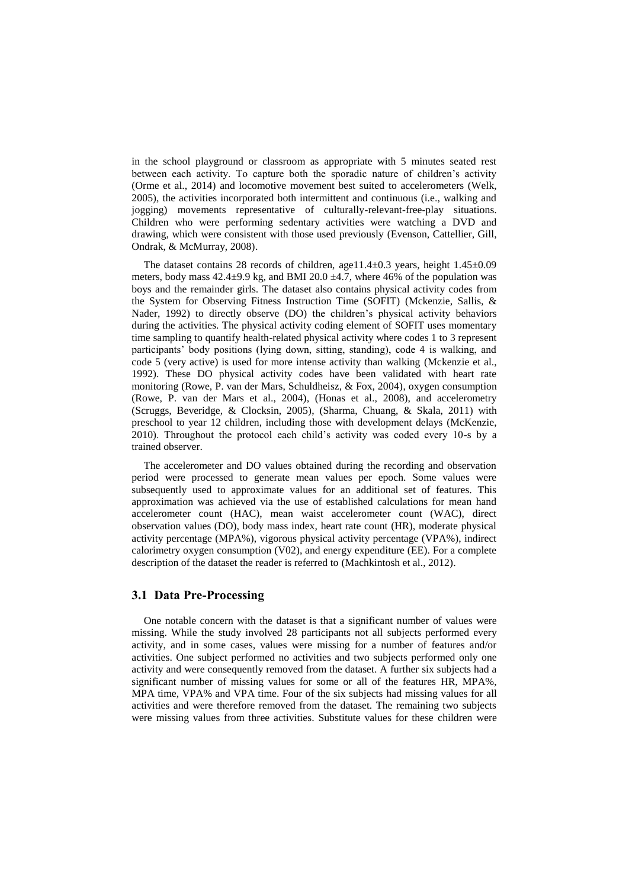in the school playground or classroom as appropriate with 5 minutes seated rest between each activity. To capture both the sporadic nature of children's activity (Orme et al., 2014) and locomotive movement best suited to accelerometers (Welk, 2005), the activities incorporated both intermittent and continuous (i.e., walking and jogging) movements representative of culturally-relevant-free-play situations. Children who were performing sedentary activities were watching a DVD and drawing, which were consistent with those used previously (Evenson, Cattellier, Gill, Ondrak, & McMurray, 2008).

The dataset contains 28 records of children, age11.4±0.3 years, height 1.45±0.09 meters, body mass 42.4±9.9 kg, and BMI 20.0 ±4.7, where 46% of the population was boys and the remainder girls. The dataset also contains physical activity codes from the System for Observing Fitness Instruction Time (SOFIT) (Mckenzie, Sallis, & Nader, 1992) to directly observe (DO) the children's physical activity behaviors during the activities. The physical activity coding element of SOFIT uses momentary time sampling to quantify health-related physical activity where codes 1 to 3 represent participants' body positions (lying down, sitting, standing), code 4 is walking, and code 5 (very active) is used for more intense activity than walking (Mckenzie et al., 1992). These DO physical activity codes have been validated with heart rate monitoring (Rowe, P. van der Mars, Schuldheisz, & Fox, 2004), oxygen consumption (Rowe, P. van der Mars et al., 2004), (Honas et al., 2008), and accelerometry (Scruggs, Beveridge, & Clocksin, 2005), (Sharma, Chuang, & Skala, 2011) with preschool to year 12 children, including those with development delays (McKenzie, 2010). Throughout the protocol each child's activity was coded every 10-s by a trained observer.

The accelerometer and DO values obtained during the recording and observation period were processed to generate mean values per epoch. Some values were subsequently used to approximate values for an additional set of features. This approximation was achieved via the use of established calculations for mean hand accelerometer count (HAC), mean waist accelerometer count (WAC), direct observation values (DO), body mass index, heart rate count (HR), moderate physical activity percentage (MPA%), vigorous physical activity percentage (VPA%), indirect calorimetry oxygen consumption (V02), and energy expenditure (EE). For a complete description of the dataset the reader is referred to (Machkintosh et al., 2012).

### 3.1 Data Pre-Processing

One notable concern with the dataset is that a significant number of values were missing. While the study involved 28 participants not all subjects performed every activity, and in some cases, values were missing for a number of features and/or activities. One subject performed no activities and two subjects performed only one activity and were consequently removed from the dataset. A further six subjects had a significant number of missing values for some or all of the features HR, MPA%, MPA time, VPA% and VPA time. Four of the six subjects had missing values for all activities and were therefore removed from the dataset. The remaining two subjects were missing values from three activities. Substitute values for these children were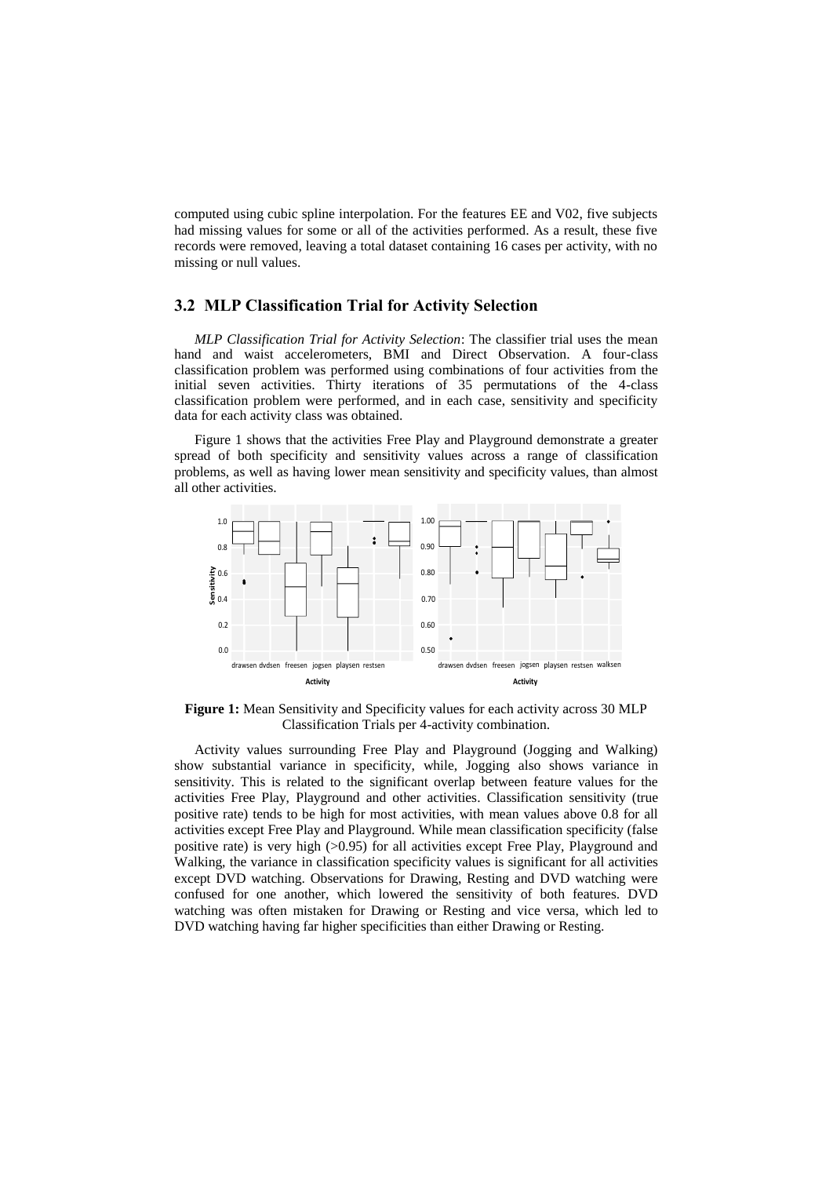computed using cubic spline interpolation. For the features EE and V02, five subjects had missing values for some or all of the activities performed. As a result, these five records were removed, leaving a total dataset containing 16 cases per activity, with no missing or null values.

## 3.2 MLP Classification Trial for Activity Selection

*MLP Classification Trial for Activity Selection*: The classifier trial uses the mean hand and waist accelerometers, BMI and Direct Observation. A four-class classification problem was performed using combinations of four activities from the initial seven activities. Thirty iterations of 35 permutations of the 4-class classification problem were performed, and in each case, sensitivity and specificity data for each activity class was obtained.

Figure 1 shows that the activities Free Play and Playground demonstrate a greater spread of both specificity and sensitivity values across a range of classification problems, as well as having lower mean sensitivity and specificity values, than almost all other activities.

**Figure 1:** Mean Sensitivity and Specificity values for each activity across 30 MLP Classification Trials per 4-activity combination.

Activity values surrounding Free Play and Playground (Jogging and Walking) show substantial variance in specificity, while, Jogging also shows variance in sensitivity. This is related to the significant overlap between feature values for the activities Free Play, Playground and other activities. Classification sensitivity (true positive rate) tends to be high for most activities, with mean values above 0.8 for all activities except Free Play and Playground. While mean classification specificity (false positive rate) is very high (>0.95) for all activities except Free Play, Playground and Walking, the variance in classification specificity values is significant for all activities except DVD watching. Observations for Drawing, Resting and DVD watching were confused for one another, which lowered the sensitivity of both features. DVD watching was often mistaken for Drawing or Resting and vice versa, which led to DVD watching having far higher specificities than either Drawing or Resting.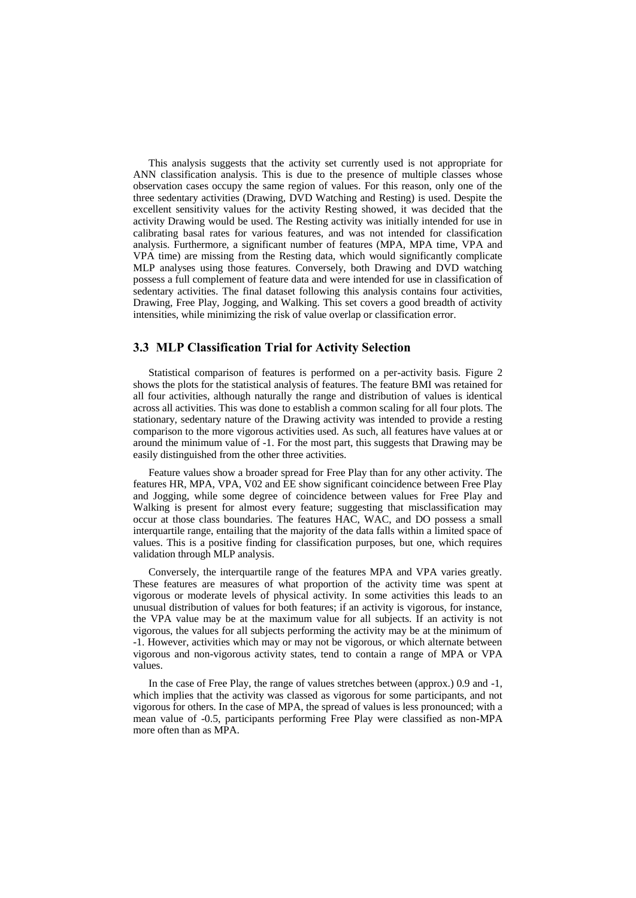This analysis suggests that the activity set currently used is not appropriate for ANN classification analysis. This is due to the presence of multiple classes whose observation cases occupy the same region of values. For this reason, only one of the three sedentary activities (Drawing, DVD Watching and Resting) is used. Despite the excellent sensitivity values for the activity Resting showed, it was decided that the activity Drawing would be used. The Resting activity was initially intended for use in calibrating basal rates for various features, and was not intended for classification analysis. Furthermore, a significant number of features (MPA, MPA time, VPA and VPA time) are missing from the Resting data, which would significantly complicate MLP analyses using those features. Conversely, both Drawing and DVD watching possess a full complement of feature data and were intended for use in classification of sedentary activities. The final dataset following this analysis contains four activities, Drawing, Free Play, Jogging, and Walking. This set covers a good breadth of activity intensities, while minimizing the risk of value overlap or classification error.

### 3.3 MLP Classification Trial for Activity Selection

Statistical comparison of features is performed on a per-activity basis. Figure 2 shows the plots for the statistical analysis of features. The feature BMI was retained for all four activities, although naturally the range and distribution of values is identical across all activities. This was done to establish a common scaling for all four plots. The stationary, sedentary nature of the Drawing activity was intended to provide a resting comparison to the more vigorous activities used. As such, all features have values at or around the minimum value of -1. For the most part, this suggests that Drawing may be easily distinguished from the other three activities.

Feature values show a broader spread for Free Play than for any other activity. The features HR, MPA, VPA, V02 and EE show significant coincidence between Free Play and Jogging, while some degree of coincidence between values for Free Play and Walking is present for almost every feature; suggesting that misclassification may occur at those class boundaries. The features HAC, WAC, and DO possess a small interquartile range, entailing that the majority of the data falls within a limited space of values. This is a positive finding for classification purposes, but one, which requires validation through MLP analysis.

Conversely, the interquartile range of the features MPA and VPA varies greatly. These features are measures of what proportion of the activity time was spent at vigorous or moderate levels of physical activity. In some activities this leads to an unusual distribution of values for both features; if an activity is vigorous, for instance, the VPA value may be at the maximum value for all subjects. If an activity is not vigorous, the values for all subjects performing the activity may be at the minimum of -1. However, activities which may or may not be vigorous, or which alternate between vigorous and non-vigorous activity states, tend to contain a range of MPA or VPA values.

In the case of Free Play, the range of values stretches between (approx.) 0.9 and -1, which implies that the activity was classed as vigorous for some participants, and not vigorous for others. In the case of MPA, the spread of values is less pronounced; with a mean value of -0.5, participants performing Free Play were classified as non-MPA more often than as MPA.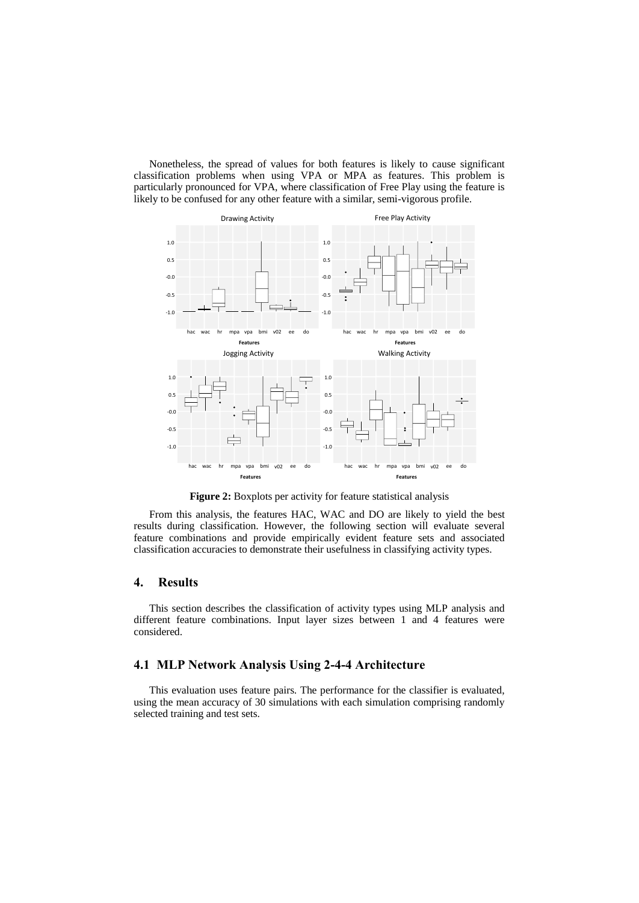Nonetheless, the spread of values for both features is likely to cause significant classification problems when using VPA or MPA as features. This problem is particularly pronounced for VPA, where classification of Free Play using the feature is likely to be confused for any other feature with a similar, semi-vigorous profile.

**Figure 2:** Boxplots per activity for feature statistical analysis

From this analysis, the features HAC, WAC and DO are likely to yield the best results during classification. However, the following section will evaluate several feature combinations and provide empirically evident feature sets and associated classification accuracies to demonstrate their usefulness in classifying activity types.

## 4. Results

This section describes the classification of activity types using MLP analysis and different feature combinations. Input layer sizes between 1 and 4 features were considered.

### 4.1 MLP Network Analysis Using 2-4-4 Architecture

This evaluation uses feature pairs. The performance for the classifier is evaluated, using the mean accuracy of 30 simulations with each simulation comprising randomly selected training and test sets.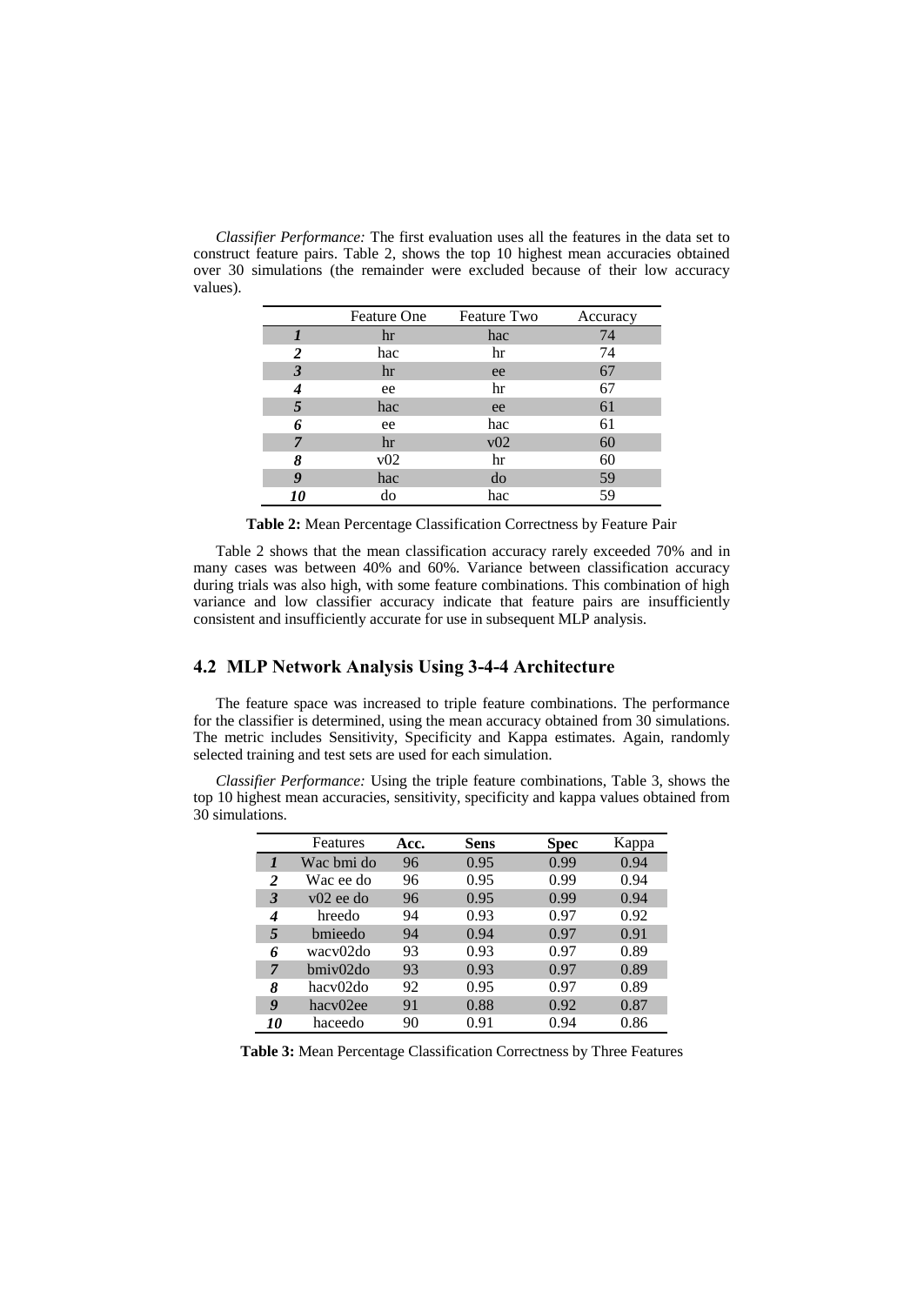*Classifier Performance:* The first evaluation uses all the features in the data set to construct feature pairs. Table 2, shows the top 10 highest mean accuracies obtained over 30 simulations (the remainder were excluded because of their low accuracy values).

| | Feature One | Feature Two | Accuracy |
|---|---|---|---|
| ***1*** | hr | hac | 74 |
| ***2*** | hac | hr | 74 |
| ***3*** | hr | ee | 67 |
| ***4*** | ee | hr | 67 |
| ***5*** | hac | ee | 61 |
| ***6*** | ee | hac | 61 |
| ***7*** | hr | v02 | 60 |
| ***8*** | v02 | hr | 60 |
| ***9*** | hac | do | 59 |
| ***10*** | do | hac | 59 |

**Table 2:** Mean Percentage Classification Correctness by Feature Pair

Table 2 shows that the mean classification accuracy rarely exceeded 70% and in many cases was between 40% and 60%. Variance between classification accuracy during trials was also high, with some feature combinations. This combination of high variance and low classifier accuracy indicate that feature pairs are insufficiently consistent and insufficiently accurate for use in subsequent MLP analysis.

## 4.2 MLP Network Analysis Using 3-4-4 Architecture

The feature space was increased to triple feature combinations. The performance for the classifier is determined, using the mean accuracy obtained from 30 simulations. The metric includes Sensitivity, Specificity and Kappa estimates. Again, randomly selected training and test sets are used for each simulation.

*Classifier Performance:* Using the triple feature combinations, Table 3, shows the top 10 highest mean accuracies, sensitivity, specificity and kappa values obtained from 30 simulations.

| | Features | **Acc.** | **Sens** | **Spec** | Kappa |
|---|---|---|---|---|---|
| ***1*** | Wac bmi do | 96 | 0.95 | 0.99 | 0.94 |
| ***2*** | Wac ee do | 96 | 0.95 | 0.99 | 0.94 |
| ***3*** | v02 ee do | 96 | 0.95 | 0.99 | 0.94 |
| ***4*** | hreedo | 94 | 0.93 | 0.97 | 0.92 |
| ***5*** | bmieedo | 94 | 0.94 | 0.97 | 0.91 |
| ***6*** | wacv02do | 93 | 0.93 | 0.97 | 0.89 |
| ***7*** | bmiv02do | 93 | 0.93 | 0.97 | 0.89 |
| ***8*** | hacv02do | 92 | 0.95 | 0.97 | 0.89 |
| ***9*** | hacv02ee | 91 | 0.88 | 0.92 | 0.87 |
| ***10*** | haceedo | 90 | 0.91 | 0.94 | 0.86 |

**Table 3:** Mean Percentage Classification Correctness by Three Features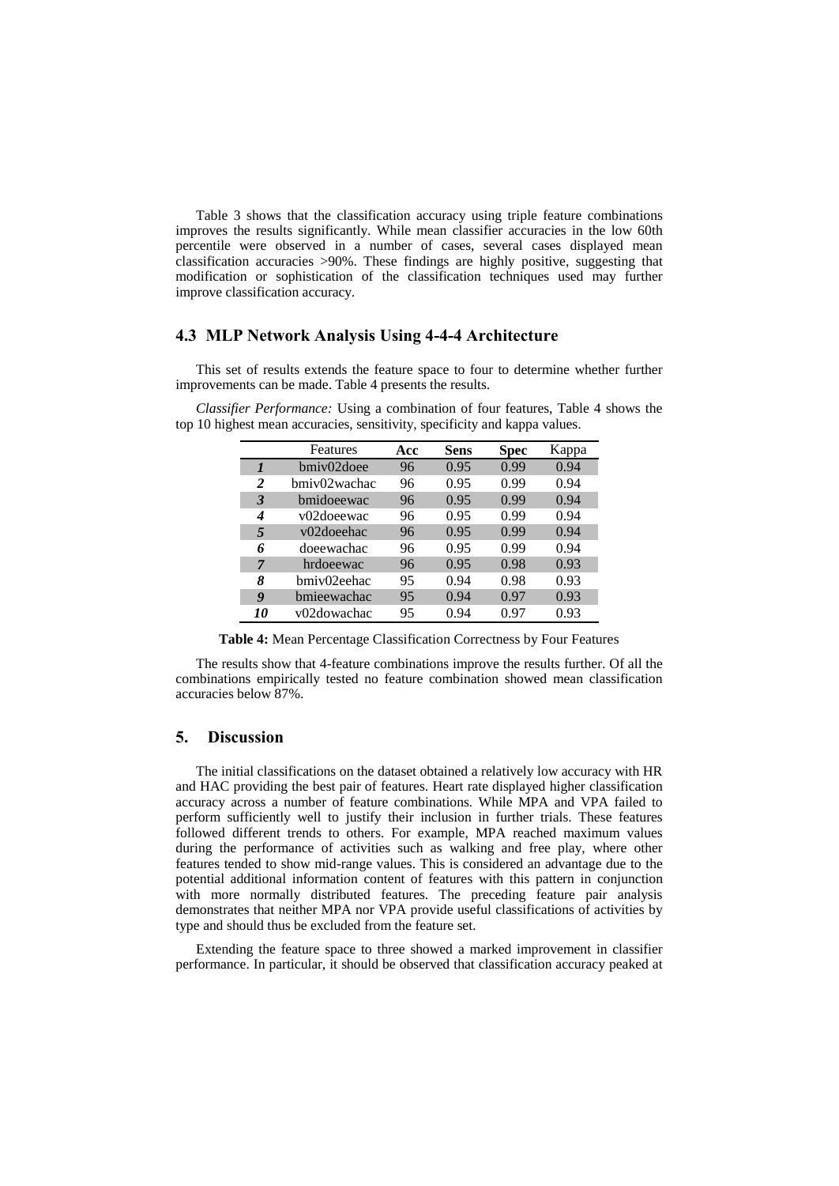Table 3 shows that the classification accuracy using triple feature combinations improves the results significantly. While mean classifier accuracies in the low 60th percentile were observed in a number of cases, several cases displayed mean classification accuracies >90%. These findings are highly positive, suggesting that modification or sophistication of the classification techniques used may further improve classification accuracy.

### 4.3 MLP Network Analysis Using 4-4-4 Architecture

This set of results extends the feature space to four to determine whether further improvements can be made. Table 4 presents the results.

*Classifier Performance:* Using a combination of four features, Table 4 shows the top 10 highest mean accuracies, sensitivity, specificity and kappa values.

| | Features | **Acc** | **Sens** | **Spec** | Kappa |
|---|---|---|---|---|---|
| ***1*** | bmiv02doee | 96 | 0.95 | 0.99 | 0.94 |
| ***2*** | bmiv02wachac | 96 | 0.95 | 0.99 | 0.94 |
| ***3*** | bmidoeewac | 96 | 0.95 | 0.99 | 0.94 |
| ***4*** | v02doeewac | 96 | 0.95 | 0.99 | 0.94 |
| ***5*** | v02doeehac | 96 | 0.95 | 0.99 | 0.94 |
| ***6*** | doeewachac | 96 | 0.95 | 0.99 | 0.94 |
| ***7*** | hrdoeewac | 96 | 0.95 | 0.98 | 0.93 |
| ***8*** | bmiv02eehac | 95 | 0.94 | 0.98 | 0.93 |
| ***9*** | bmieewachac | 95 | 0.94 | 0.97 | 0.93 |
| ***10*** | v02dowachac | 95 | 0.94 | 0.97 | 0.93 |

**Table 4:** Mean Percentage Classification Correctness by Four Features

The results show that 4-feature combinations improve the results further. Of all the combinations empirically tested no feature combination showed mean classification accuracies below 87%.

## 5. Discussion

The initial classifications on the dataset obtained a relatively low accuracy with HR and HAC providing the best pair of features. Heart rate displayed higher classification accuracy across a number of feature combinations. While MPA and VPA failed to perform sufficiently well to justify their inclusion in further trials. These features followed different trends to others. For example, MPA reached maximum values during the performance of activities such as walking and free play, where other features tended to show mid-range values. This is considered an advantage due to the potential additional information content of features with this pattern in conjunction with more normally distributed features. The preceding feature pair analysis demonstrates that neither MPA nor VPA provide useful classifications of activities by type and should thus be excluded from the feature set.

Extending the feature space to three showed a marked improvement in classifier performance. In particular, it should be observed that classification accuracy peaked at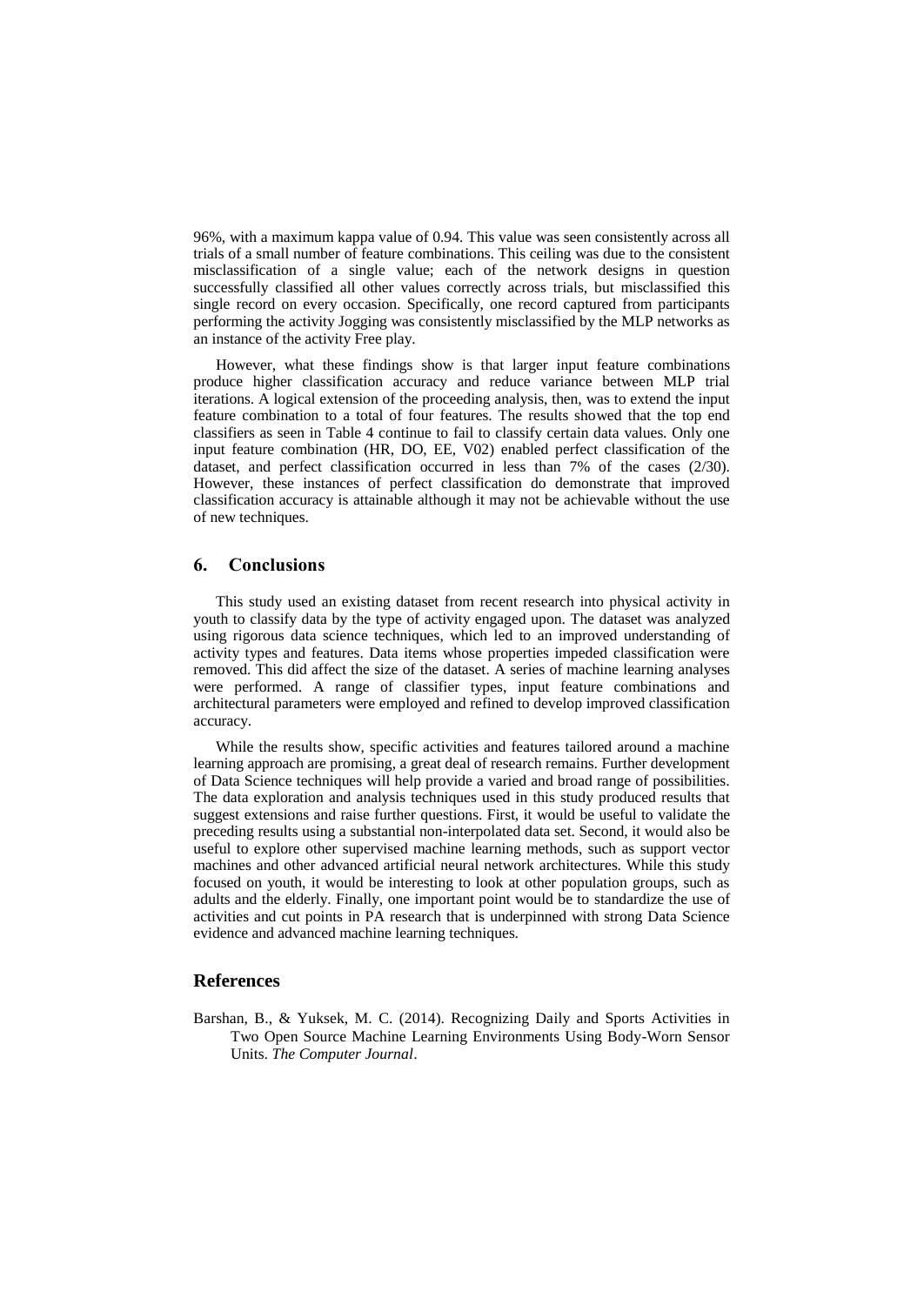96%, with a maximum kappa value of 0.94. This value was seen consistently across all trials of a small number of feature combinations. This ceiling was due to the consistent misclassification of a single value; each of the network designs in question successfully classified all other values correctly across trials, but misclassified this single record on every occasion. Specifically, one record captured from participants performing the activity Jogging was consistently misclassified by the MLP networks as an instance of the activity Free play.

However, what these findings show is that larger input feature combinations produce higher classification accuracy and reduce variance between MLP trial iterations. A logical extension of the proceeding analysis, then, was to extend the input feature combination to a total of four features. The results showed that the top end classifiers as seen in Table 4 continue to fail to classify certain data values. Only one input feature combination (HR, DO, EE, V02) enabled perfect classification of the dataset, and perfect classification occurred in less than 7% of the cases (2/30). However, these instances of perfect classification do demonstrate that improved classification accuracy is attainable although it may not be achievable without the use of new techniques.

## 6. Conclusions

This study used an existing dataset from recent research into physical activity in youth to classify data by the type of activity engaged upon. The dataset was analyzed using rigorous data science techniques, which led to an improved understanding of activity types and features. Data items whose properties impeded classification were removed. This did affect the size of the dataset. A series of machine learning analyses were performed. A range of classifier types, input feature combinations and architectural parameters were employed and refined to develop improved classification accuracy.

While the results show, specific activities and features tailored around a machine learning approach are promising, a great deal of research remains. Further development of Data Science techniques will help provide a varied and broad range of possibilities. The data exploration and analysis techniques used in this study produced results that suggest extensions and raise further questions. First, it would be useful to validate the preceding results using a substantial non-interpolated data set. Second, it would also be useful to explore other supervised machine learning methods, such as support vector machines and other advanced artificial neural network architectures. While this study focused on youth, it would be interesting to look at other population groups, such as adults and the elderly. Finally, one important point would be to standardize the use of activities and cut points in PA research that is underpinned with strong Data Science evidence and advanced machine learning techniques.

## References

Barshan, B., & Yuksek, M. C. (2014). Recognizing Daily and Sports Activities in Two Open Source Machine Learning Environments Using Body-Worn Sensor Units. *The Computer Journal*.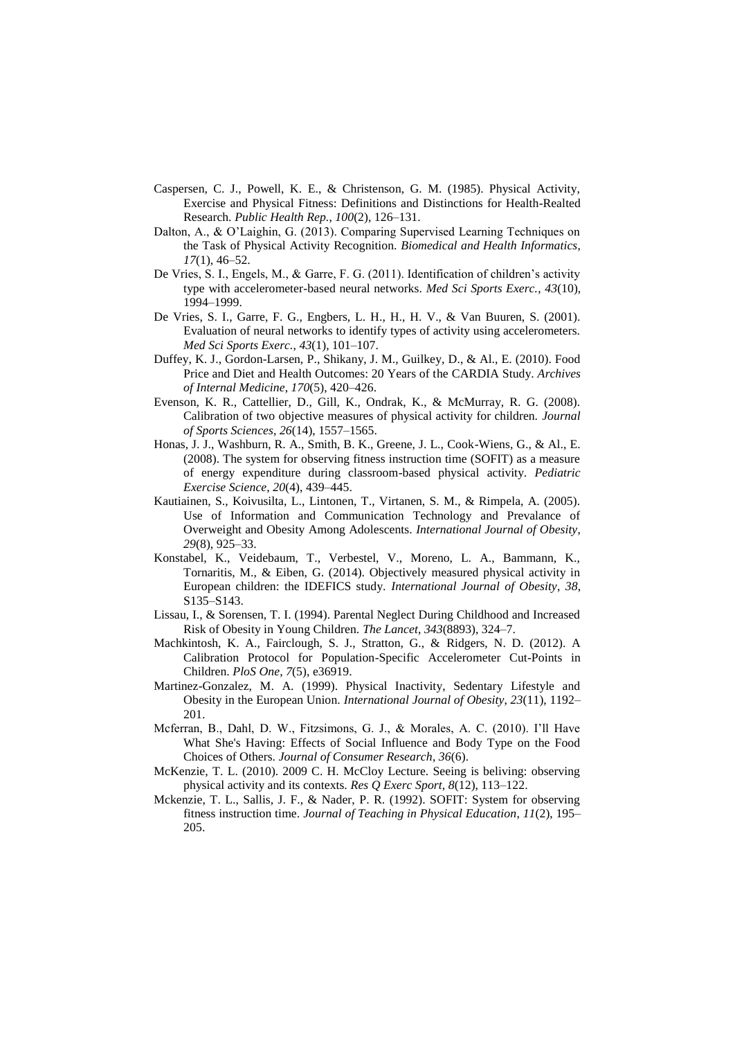Caspersen, C. J., Powell, K. E., & Christenson, G. M. (1985). Physical Activity, Exercise and Physical Fitness: Definitions and Distinctions for Health-Realted Research. *Public Health Rep.*, *100*(2), 126–131.

Dalton, A., & O'Laighin, G. (2013). Comparing Supervised Learning Techniques on the Task of Physical Activity Recognition. *Biomedical and Health Informatics*, *17*(1), 46–52.

De Vries, S. I., Engels, M., & Garre, F. G. (2011). Identification of children's activity type with accelerometer-based neural networks. *Med Sci Sports Exerc.*, *43*(10), 1994–1999.

De Vries, S. I., Garre, F. G., Engbers, L. H., H., H. V., & Van Buuren, S. (2001). Evaluation of neural networks to identify types of activity using accelerometers. *Med Sci Sports Exerc.*, *43*(1), 101–107.

Duffey, K. J., Gordon-Larsen, P., Shikany, J. M., Guilkey, D., & Al., E. (2010). Food Price and Diet and Health Outcomes: 20 Years of the CARDIA Study. *Archives of Internal Medicine*, *170*(5), 420–426.

Evenson, K. R., Cattellier, D., Gill, K., Ondrak, K., & McMurray, R. G. (2008). Calibration of two objective measures of physical activity for children. *Journal of Sports Sciences*, *26*(14), 1557–1565.

Honas, J. J., Washburn, R. A., Smith, B. K., Greene, J. L., Cook-Wiens, G., & Al., E. (2008). The system for observing fitness instruction time (SOFIT) as a measure of energy expenditure during classroom-based physical activity. *Pediatric Exercise Science*, *20*(4), 439–445.

Kautiainen, S., Koivusilta, L., Lintonen, T., Virtanen, S. M., & Rimpela, A. (2005). Use of Information and Communication Technology and Prevalance of Overweight and Obesity Among Adolescents. *International Journal of Obesity*, *29*(8), 925–33.

Konstabel, K., Veidebaum, T., Verbestel, V., Moreno, L. A., Bammann, K., Tornaritis, M., & Eiben, G. (2014). Objectively measured physical activity in European children: the IDEFICS study. *International Journal of Obesity*, *38*, S135–S143.

Lissau, I., & Sorensen, T. I. (1994). Parental Neglect During Childhood and Increased Risk of Obesity in Young Children. *The Lancet*, *343*(8893), 324–7.

Machkintosh, K. A., Fairclough, S. J., Stratton, G., & Ridgers, N. D. (2012). A Calibration Protocol for Population-Specific Accelerometer Cut-Points in Children. *PloS One*, *7*(5), e36919.

Martinez-Gonzalez, M. A. (1999). Physical Inactivity, Sedentary Lifestyle and Obesity in the European Union. *International Journal of Obesity*, *23*(11), 1192–201.

Mcferran, B., Dahl, D. W., Fitzsimons, G. J., & Morales, A. C. (2010). I'll Have What She's Having: Effects of Social Influence and Body Type on the Food Choices of Others. *Journal of Consumer Research*, *36*(6).

McKenzie, T. L. (2010). 2009 C. H. McCloy Lecture. Seeing is beliving: observing physical activity and its contexts. *Res Q Exerc Sport*, *8*(12), 113–122.

Mckenzie, T. L., Sallis, J. F., & Nader, P. R. (1992). SOFIT: System for observing fitness instruction time. *Journal of Teaching in Physical Education*, *11*(2), 195–205.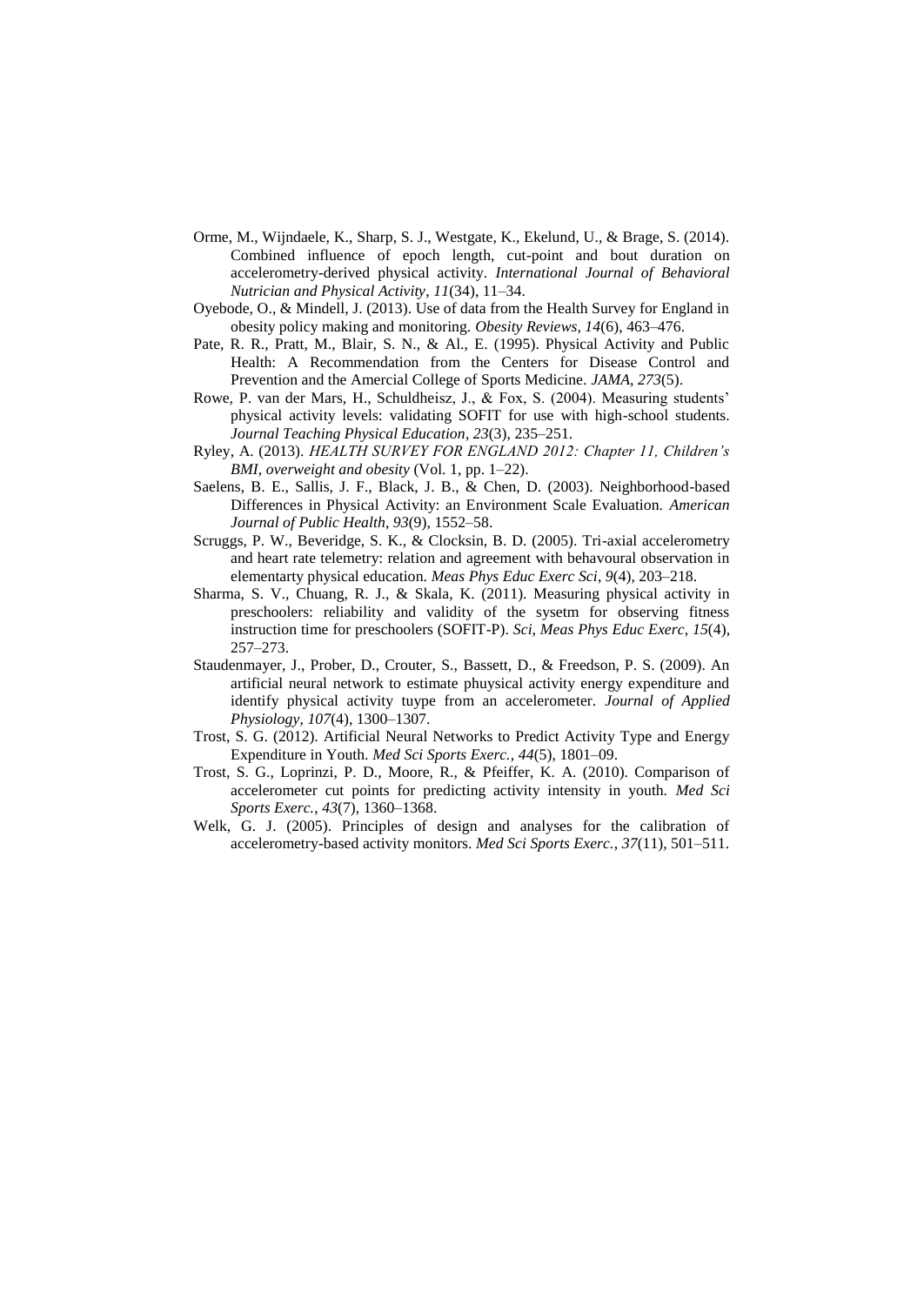Orme, M., Wijndaele, K., Sharp, S. J., Westgate, K., Ekelund, U., & Brage, S. (2014). Combined influence of epoch length, cut-point and bout duration on accelerometry-derived physical activity. *International Journal of Behavioral Nutrician and Physical Activity*, *11*(34), 11–34.

Oyebode, O., & Mindell, J. (2013). Use of data from the Health Survey for England in obesity policy making and monitoring. *Obesity Reviews*, *14*(6), 463–476.

Pate, R. R., Pratt, M., Blair, S. N., & Al., E. (1995). Physical Activity and Public Health: A Recommendation from the Centers for Disease Control and Prevention and the Amercial College of Sports Medicine. *JAMA*, *273*(5).

Rowe, P. van der Mars, H., Schuldheisz, J., & Fox, S. (2004). Measuring students' physical activity levels: validating SOFIT for use with high-school students. *Journal Teaching Physical Education*, *23*(3), 235–251.

Ryley, A. (2013). *HEALTH SURVEY FOR ENGLAND 2012: Chapter 11, Children's BMI, overweight and obesity* (Vol. 1, pp. 1–22).

Saelens, B. E., Sallis, J. F., Black, J. B., & Chen, D. (2003). Neighborhood-based Differences in Physical Activity: an Environment Scale Evaluation. *American Journal of Public Health*, *93*(9), 1552–58.

Scruggs, P. W., Beveridge, S. K., & Clocksin, B. D. (2005). Tri-axial accelerometry and heart rate telemetry: relation and agreement with behavoural observation in elementarty physical education. *Meas Phys Educ Exerc Sci*, *9*(4), 203–218.

Sharma, S. V., Chuang, R. J., & Skala, K. (2011). Measuring physical activity in preschoolers: reliability and validity of the sysetm for observing fitness instruction time for preschoolers (SOFIT-P). *Sci, Meas Phys Educ Exerc*, *15*(4), 257–273.

Staudenmayer, J., Prober, D., Crouter, S., Bassett, D., & Freedson, P. S. (2009). An artificial neural network to estimate phuysical activity energy expenditure and identify physical activity tuype from an accelerometer. *Journal of Applied Physiology*, *107*(4), 1300–1307.

Trost, S. G. (2012). Artificial Neural Networks to Predict Activity Type and Energy Expenditure in Youth. *Med Sci Sports Exerc.*, *44*(5), 1801–09.

Trost, S. G., Loprinzi, P. D., Moore, R., & Pfeiffer, K. A. (2010). Comparison of accelerometer cut points for predicting activity intensity in youth. *Med Sci Sports Exerc.*, *43*(7), 1360–1368.

Welk, G. J. (2005). Principles of design and analyses for the calibration of accelerometry-based activity monitors. *Med Sci Sports Exerc.*, *37*(11), 501–511.